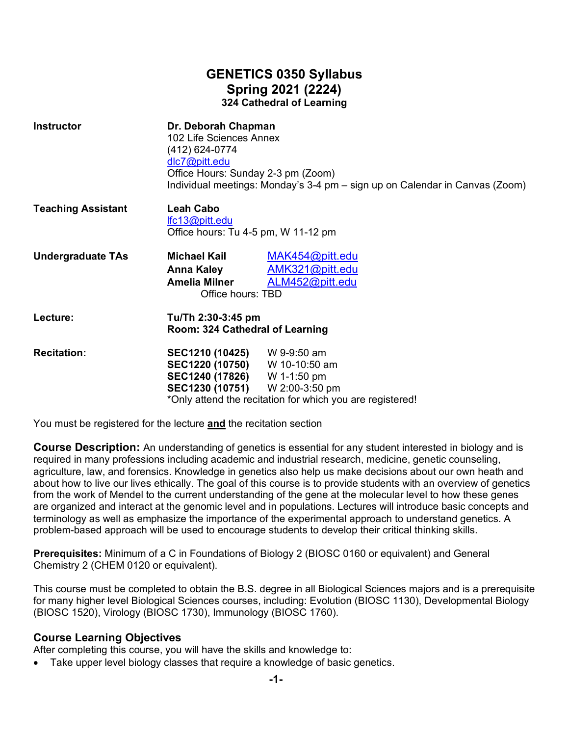# GENETICS 0350 Syllabus
## Spring 2021 (2224)
### 324 Cathedral of Learning

| | | |
|---|---|---|
| **Instructor** | **Dr. Deborah Chapman**<br>102 Life Sciences Annex<br>(412) 624-0774<br>dlc7@pitt.edu<br>Office Hours: Sunday 2-3 pm (Zoom)<br>Individual meetings: Monday's 3-4 pm – sign up on Calendar in Canvas (Zoom) | |
| **Teaching Assistant** | **Leah Cabo**<br>lfc13@pitt.edu<br>Office hours: Tu 4-5 pm, W 11-12 pm | |
| **Undergraduate TAs** | **Michael Kail** | MAK454@pitt.edu |
| | **Anna Kaley** | AMK321@pitt.edu |
| | **Amelia Milner** | ALM452@pitt.edu |
| | Office hours: TBD | |
| **Lecture:** | **Tu/Th 2:30-3:45 pm**<br>**Room: 324 Cathedral of Learning** | |
| **Recitation:** | **SEC1210 (10425)** | W 9-9:50 am |
| | **SEC1220 (10750)** | W 10-10:50 am |
| | **SEC1240 (17826)** | W 1-1:50 pm |
| | **SEC1230 (10751)** | W 2:00-3:50 pm |
| | *Only attend the recitation for which you are registered! | |

You must be registered for the lecture **and** the recitation section

**Course Description:** An understanding of genetics is essential for any student interested in biology and is required in many professions including academic and industrial research, medicine, genetic counseling, agriculture, law, and forensics. Knowledge in genetics also help us make decisions about our own heath and about how to live our lives ethically. The goal of this course is to provide students with an overview of genetics from the work of Mendel to the current understanding of the gene at the molecular level to how these genes are organized and interact at the genomic level and in populations. Lectures will introduce basic concepts and terminology as well as emphasize the importance of the experimental approach to understand genetics. A problem-based approach will be used to encourage students to develop their critical thinking skills.

**Prerequisites:** Minimum of a C in Foundations of Biology 2 (BIOSC 0160 or equivalent) and General Chemistry 2 (CHEM 0120 or equivalent).

This course must be completed to obtain the B.S. degree in all Biological Sciences majors and is a prerequisite for many higher level Biological Sciences courses, including: Evolution (BIOSC 1130), Developmental Biology (BIOSC 1520), Virology (BIOSC 1730), Immunology (BIOSC 1760).

## Course Learning Objectives

After completing this course, you will have the skills and knowledge to:

- Take upper level biology classes that require a knowledge of basic genetics.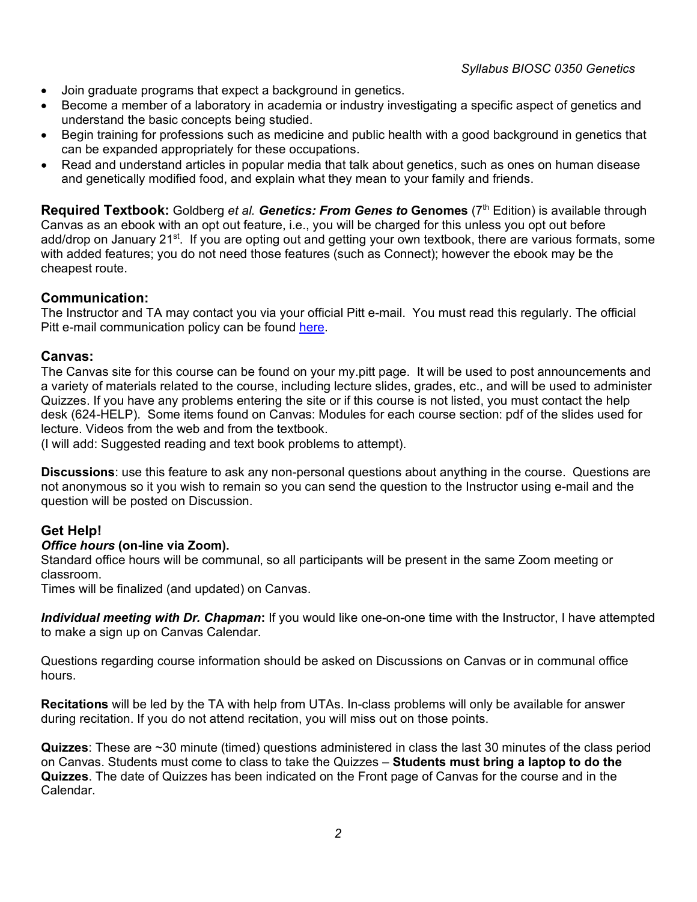- Join graduate programs that expect a background in genetics.
- Become a member of a laboratory in academia or industry investigating a specific aspect of genetics and understand the basic concepts being studied.
- Begin training for professions such as medicine and public health with a good background in genetics that can be expanded appropriately for these occupations.
- Read and understand articles in popular media that talk about genetics, such as ones on human disease and genetically modified food, and explain what they mean to your family and friends.

**Required Textbook:** Goldberg *et al.* ***Genetics: From Genes to*** **Genomes** (7th Edition) is available through Canvas as an ebook with an opt out feature, i.e., you will be charged for this unless you opt out before add/drop on January 21st. If you are opting out and getting your own textbook, there are various formats, some with added features; you do not need those features (such as Connect); however the ebook may be the cheapest route.

### Communication:

The Instructor and TA may contact you via your official Pitt e-mail. You must read this regularly. The official Pitt e-mail communication policy can be found here.

### Canvas:

The Canvas site for this course can be found on your my.pitt page. It will be used to post announcements and a variety of materials related to the course, including lecture slides, grades, etc., and will be used to administer Quizzes. If you have any problems entering the site or if this course is not listed, you must contact the help desk (624-HELP). Some items found on Canvas: Modules for each course section: pdf of the slides used for lecture. Videos from the web and from the textbook.
(I will add: Suggested reading and text book problems to attempt).

**Discussions**: use this feature to ask any non-personal questions about anything in the course. Questions are not anonymous so it you wish to remain so you can send the question to the Instructor using e-mail and the question will be posted on Discussion.

### Get Help!

***Office hours*** **(on-line via Zoom).**
Standard office hours will be communal, so all participants will be present in the same Zoom meeting or classroom.
Times will be finalized (and updated) on Canvas.

***Individual meeting with Dr. Chapman*****:** If you would like one-on-one time with the Instructor, I have attempted to make a sign up on Canvas Calendar.

Questions regarding course information should be asked on Discussions on Canvas or in communal office hours.

**Recitations** will be led by the TA with help from UTAs. In-class problems will only be available for answer during recitation. If you do not attend recitation, you will miss out on those points.

**Quizzes**: These are ~30 minute (timed) questions administered in class the last 30 minutes of the class period on Canvas. Students must come to class to take the Quizzes – **Students must bring a laptop to do the Quizzes**. The date of Quizzes has been indicated on the Front page of Canvas for the course and in the Calendar.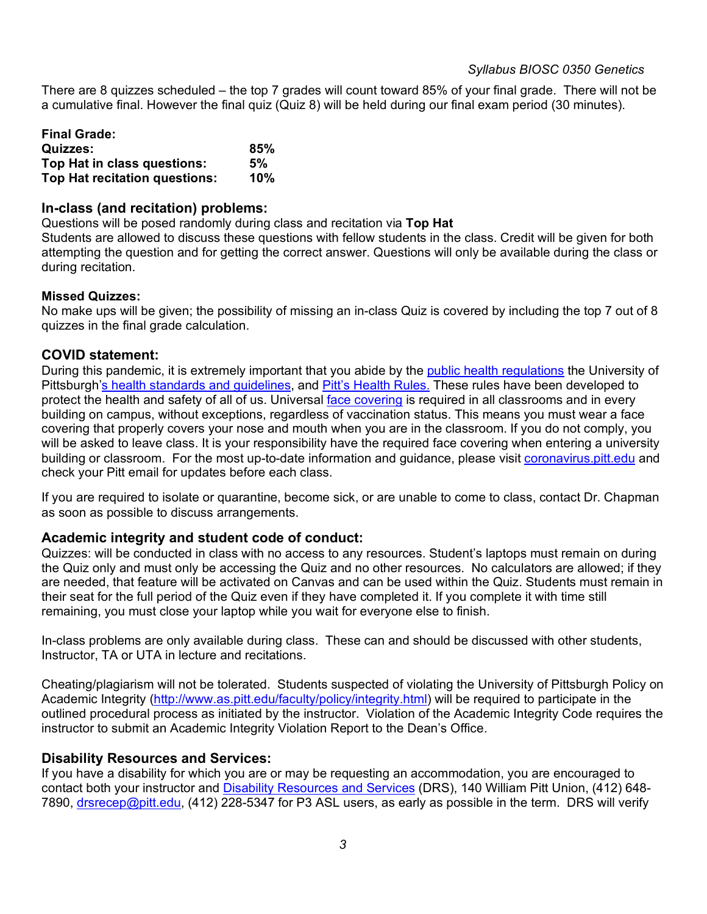There are 8 quizzes scheduled – the top 7 grades will count toward 85% of your final grade. There will not be a cumulative final. However the final quiz (Quiz 8) will be held during our final exam period (30 minutes).

**Final Grade:**

| | |
|---|---|
| **Quizzes:** | **85%** |
| **Top Hat in class questions:** | **5%** |
| **Top Hat recitation questions:** | **10%** |

## In-class (and recitation) problems:

Questions will be posed randomly during class and recitation via **Top Hat**
Students are allowed to discuss these questions with fellow students in the class. Credit will be given for both attempting the question and for getting the correct answer. Questions will only be available during the class or during recitation.

### Missed Quizzes:

No make ups will be given; the possibility of missing an in-class Quiz is covered by including the top 7 out of 8 quizzes in the final grade calculation.

## COVID statement:

During this pandemic, it is extremely important that you abide by the public health regulations the University of Pittsburgh's health standards and guidelines, and Pitt's Health Rules. These rules have been developed to protect the health and safety of all of us. Universal face covering is required in all classrooms and in every building on campus, without exceptions, regardless of vaccination status. This means you must wear a face covering that properly covers your nose and mouth when you are in the classroom. If you do not comply, you will be asked to leave class. It is your responsibility have the required face covering when entering a university building or classroom. For the most up-to-date information and guidance, please visit coronavirus.pitt.edu and check your Pitt email for updates before each class.

If you are required to isolate or quarantine, become sick, or are unable to come to class, contact Dr. Chapman as soon as possible to discuss arrangements.

## Academic integrity and student code of conduct:

Quizzes: will be conducted in class with no access to any resources. Student's laptops must remain on during the Quiz only and must only be accessing the Quiz and no other resources. No calculators are allowed; if they are needed, that feature will be activated on Canvas and can be used within the Quiz. Students must remain in their seat for the full period of the Quiz even if they have completed it. If you complete it with time still remaining, you must close your laptop while you wait for everyone else to finish.

In-class problems are only available during class. These can and should be discussed with other students, Instructor, TA or UTA in lecture and recitations.

Cheating/plagiarism will not be tolerated. Students suspected of violating the University of Pittsburgh Policy on Academic Integrity (http://www.as.pitt.edu/faculty/policy/integrity.html) will be required to participate in the outlined procedural process as initiated by the instructor. Violation of the Academic Integrity Code requires the instructor to submit an Academic Integrity Violation Report to the Dean's Office.

## Disability Resources and Services:

If you have a disability for which you are or may be requesting an accommodation, you are encouraged to contact both your instructor and Disability Resources and Services (DRS), 140 William Pitt Union, (412) 648-7890, drsrecep@pitt.edu, (412) 228-5347 for P3 ASL users, as early as possible in the term. DRS will verify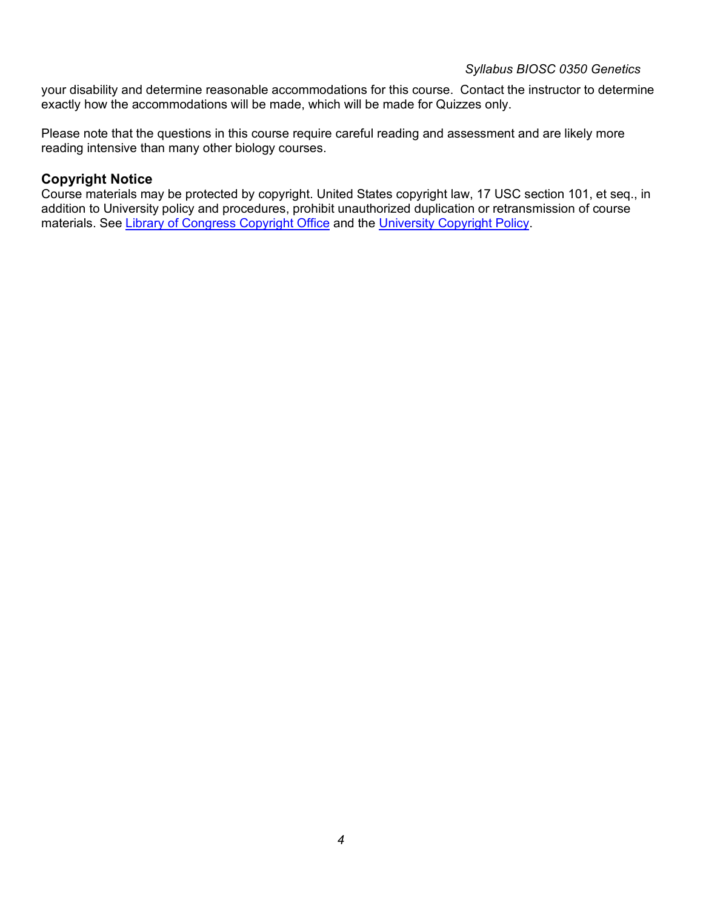your disability and determine reasonable accommodations for this course. Contact the instructor to determine exactly how the accommodations will be made, which will be made for Quizzes only.

Please note that the questions in this course require careful reading and assessment and are likely more reading intensive than many other biology courses.

## Copyright Notice

Course materials may be protected by copyright. United States copyright law, 17 USC section 101, et seq., in addition to University policy and procedures, prohibit unauthorized duplication or retransmission of course materials. See Library of Congress Copyright Office and the University Copyright Policy.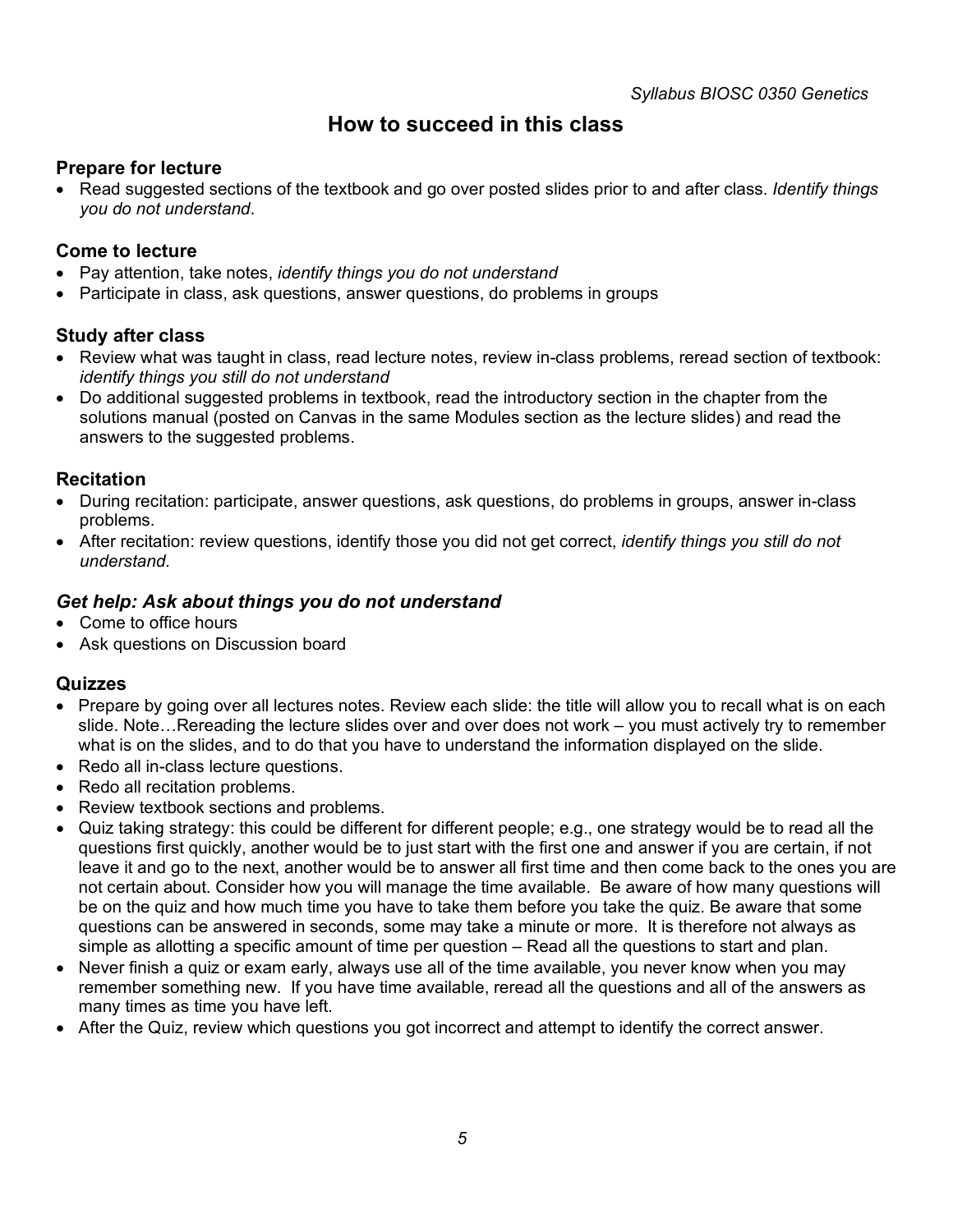# How to succeed in this class

### Prepare for lecture

- Read suggested sections of the textbook and go over posted slides prior to and after class. *Identify things you do not understand*.

### Come to lecture

- Pay attention, take notes, *identify things you do not understand*
- Participate in class, ask questions, answer questions, do problems in groups

### Study after class

- Review what was taught in class, read lecture notes, review in-class problems, reread section of textbook: *identify things you still do not understand*
- Do additional suggested problems in textbook, read the introductory section in the chapter from the solutions manual (posted on Canvas in the same Modules section as the lecture slides) and read the answers to the suggested problems.

### Recitation

- During recitation: participate, answer questions, ask questions, do problems in groups, answer in-class problems.
- After recitation: review questions, identify those you did not get correct, *identify things you still do not understand.*

### *Get help: Ask about things you do not understand*

- Come to office hours
- Ask questions on Discussion board

### Quizzes

- Prepare by going over all lectures notes. Review each slide: the title will allow you to recall what is on each slide. Note…Rereading the lecture slides over and over does not work – you must actively try to remember what is on the slides, and to do that you have to understand the information displayed on the slide.
- Redo all in-class lecture questions.
- Redo all recitation problems.
- Review textbook sections and problems.
- Quiz taking strategy: this could be different for different people; e.g., one strategy would be to read all the questions first quickly, another would be to just start with the first one and answer if you are certain, if not leave it and go to the next, another would be to answer all first time and then come back to the ones you are not certain about. Consider how you will manage the time available. Be aware of how many questions will be on the quiz and how much time you have to take them before you take the quiz. Be aware that some questions can be answered in seconds, some may take a minute or more. It is therefore not always as simple as allotting a specific amount of time per question – Read all the questions to start and plan.
- Never finish a quiz or exam early, always use all of the time available, you never know when you may remember something new. If you have time available, reread all the questions and all of the answers as many times as time you have left.
- After the Quiz, review which questions you got incorrect and attempt to identify the correct answer.